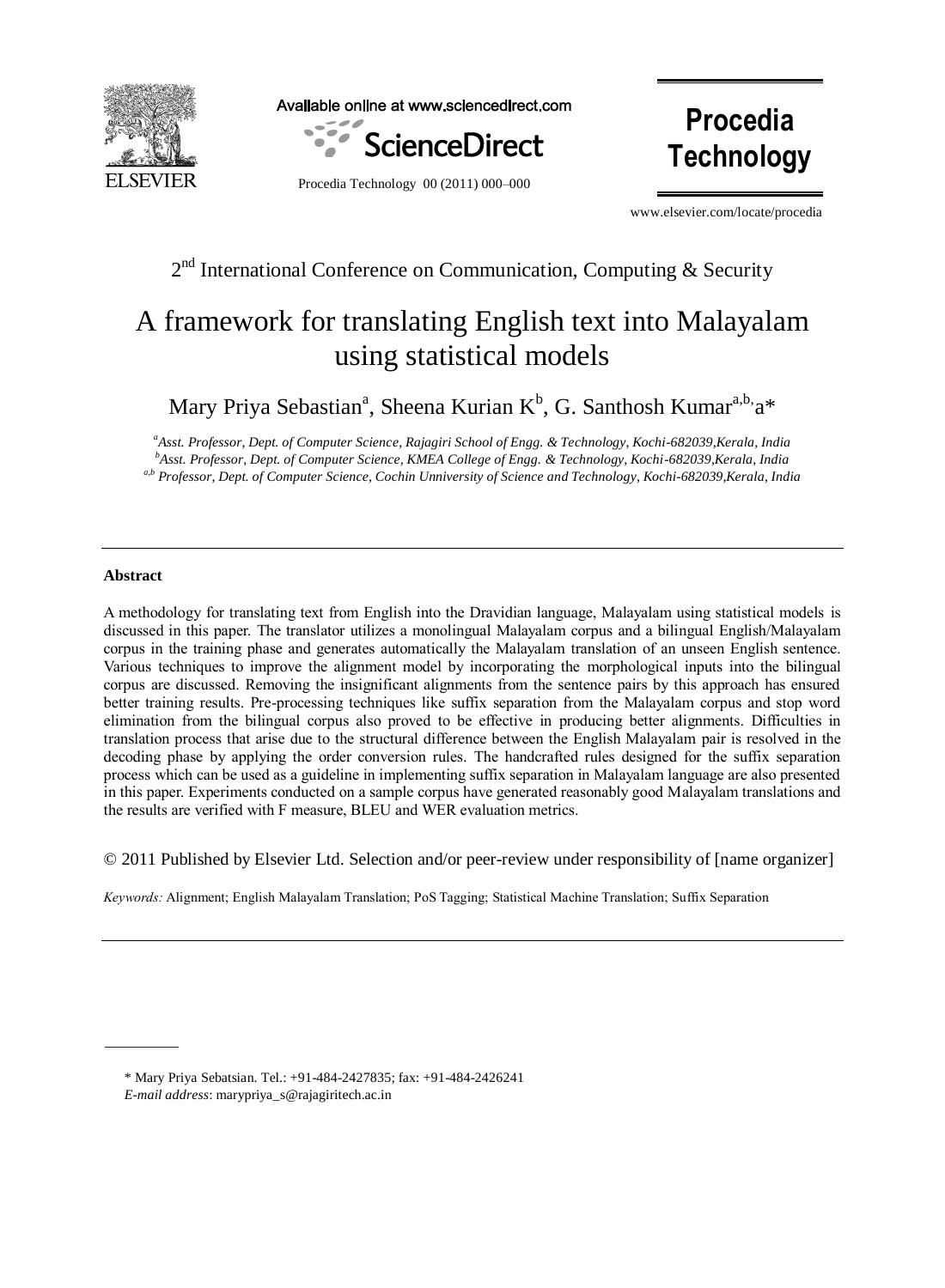2nd International Conference on Communication, Computing & Security

# A framework for translating English text into Malayalam using statistical models

Mary Priya Sebastian[a], Sheena Kurian K[b], G. Santhosh Kumar[a,b,]a*

[a]*Asst. Professor, Dept. of Computer Science, Rajagiri School of Engg. & Technology, Kochi-682039,Kerala, India*
[b]*Asst. Professor, Dept. of Computer Science, KMEA College of Engg. & Technology, Kochi-682039,Kerala, India*
[a,b] *Professor, Dept. of Computer Science, Cochin Unniversity of Science and Technology, Kochi-682039,Kerala, India*

---

**Abstract**

A methodology for translating text from English into the Dravidian language, Malayalam using statistical models is discussed in this paper. The translator utilizes a monolingual Malayalam corpus and a bilingual English/Malayalam corpus in the training phase and generates automatically the Malayalam translation of an unseen English sentence. Various techniques to improve the alignment model by incorporating the morphological inputs into the bilingual corpus are discussed. Removing the insignificant alignments from the sentence pairs by this approach has ensured better training results. Pre-processing techniques like suffix separation from the Malayalam corpus and stop word elimination from the bilingual corpus also proved to be effective in producing better alignments. Difficulties in translation process that arise due to the structural difference between the English Malayalam pair is resolved in the decoding phase by applying the order conversion rules. The handcrafted rules designed for the suffix separation process which can be used as a guideline in implementing suffix separation in Malayalam language are also presented in this paper. Experiments conducted on a sample corpus have generated reasonably good Malayalam translations and the results are verified with F measure, BLEU and WER evaluation metrics.

© 2011 Published by Elsevier Ltd. Selection and/or peer-review under responsibility of [name organizer]

*Keywords:* Alignment; English Malayalam Translation; PoS Tagging; Statistical Machine Translation; Suffix Separation

---

\* Mary Priya Sebatsian. Tel.: +91-484-2427835; fax: +91-484-2426241
*E-mail address*: marypriya_s@rajagiritech.ac.in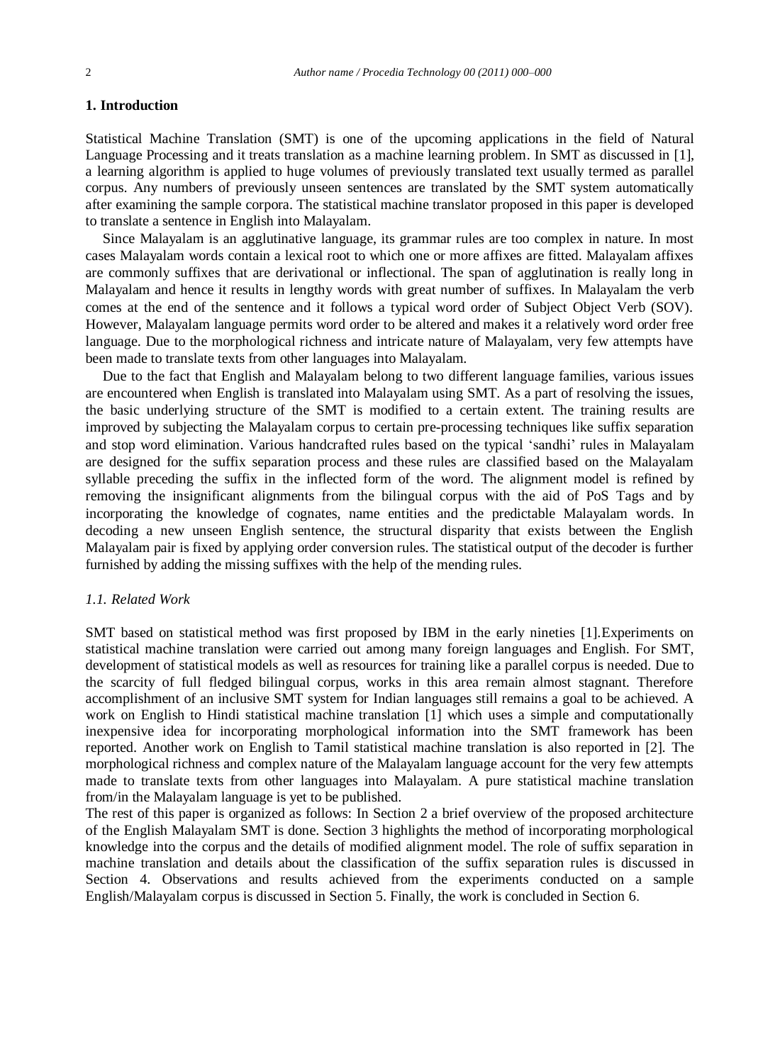## 1. Introduction

Statistical Machine Translation (SMT) is one of the upcoming applications in the field of Natural Language Processing and it treats translation as a machine learning problem. In SMT as discussed in [1], a learning algorithm is applied to huge volumes of previously translated text usually termed as parallel corpus. Any numbers of previously unseen sentences are translated by the SMT system automatically after examining the sample corpora. The statistical machine translator proposed in this paper is developed to translate a sentence in English into Malayalam.

Since Malayalam is an agglutinative language, its grammar rules are too complex in nature. In most cases Malayalam words contain a lexical root to which one or more affixes are fitted. Malayalam affixes are commonly suffixes that are derivational or inflectional. The span of agglutination is really long in Malayalam and hence it results in lengthy words with great number of suffixes. In Malayalam the verb comes at the end of the sentence and it follows a typical word order of Subject Object Verb (SOV). However, Malayalam language permits word order to be altered and makes it a relatively word order free language. Due to the morphological richness and intricate nature of Malayalam, very few attempts have been made to translate texts from other languages into Malayalam.

Due to the fact that English and Malayalam belong to two different language families, various issues are encountered when English is translated into Malayalam using SMT. As a part of resolving the issues, the basic underlying structure of the SMT is modified to a certain extent. The training results are improved by subjecting the Malayalam corpus to certain pre-processing techniques like suffix separation and stop word elimination. Various handcrafted rules based on the typical 'sandhi' rules in Malayalam are designed for the suffix separation process and these rules are classified based on the Malayalam syllable preceding the suffix in the inflected form of the word. The alignment model is refined by removing the insignificant alignments from the bilingual corpus with the aid of PoS Tags and by incorporating the knowledge of cognates, name entities and the predictable Malayalam words. In decoding a new unseen English sentence, the structural disparity that exists between the English Malayalam pair is fixed by applying order conversion rules. The statistical output of the decoder is further furnished by adding the missing suffixes with the help of the mending rules.

### *1.1. Related Work*

SMT based on statistical method was first proposed by IBM in the early nineties [1].Experiments on statistical machine translation were carried out among many foreign languages and English. For SMT, development of statistical models as well as resources for training like a parallel corpus is needed. Due to the scarcity of full fledged bilingual corpus, works in this area remain almost stagnant. Therefore accomplishment of an inclusive SMT system for Indian languages still remains a goal to be achieved. A work on English to Hindi statistical machine translation [1] which uses a simple and computationally inexpensive idea for incorporating morphological information into the SMT framework has been reported. Another work on English to Tamil statistical machine translation is also reported in [2]. The morphological richness and complex nature of the Malayalam language account for the very few attempts made to translate texts from other languages into Malayalam. A pure statistical machine translation from/in the Malayalam language is yet to be published.

The rest of this paper is organized as follows: In Section 2 a brief overview of the proposed architecture of the English Malayalam SMT is done. Section 3 highlights the method of incorporating morphological knowledge into the corpus and the details of modified alignment model. The role of suffix separation in machine translation and details about the classification of the suffix separation rules is discussed in Section 4. Observations and results achieved from the experiments conducted on a sample English/Malayalam corpus is discussed in Section 5. Finally, the work is concluded in Section 6.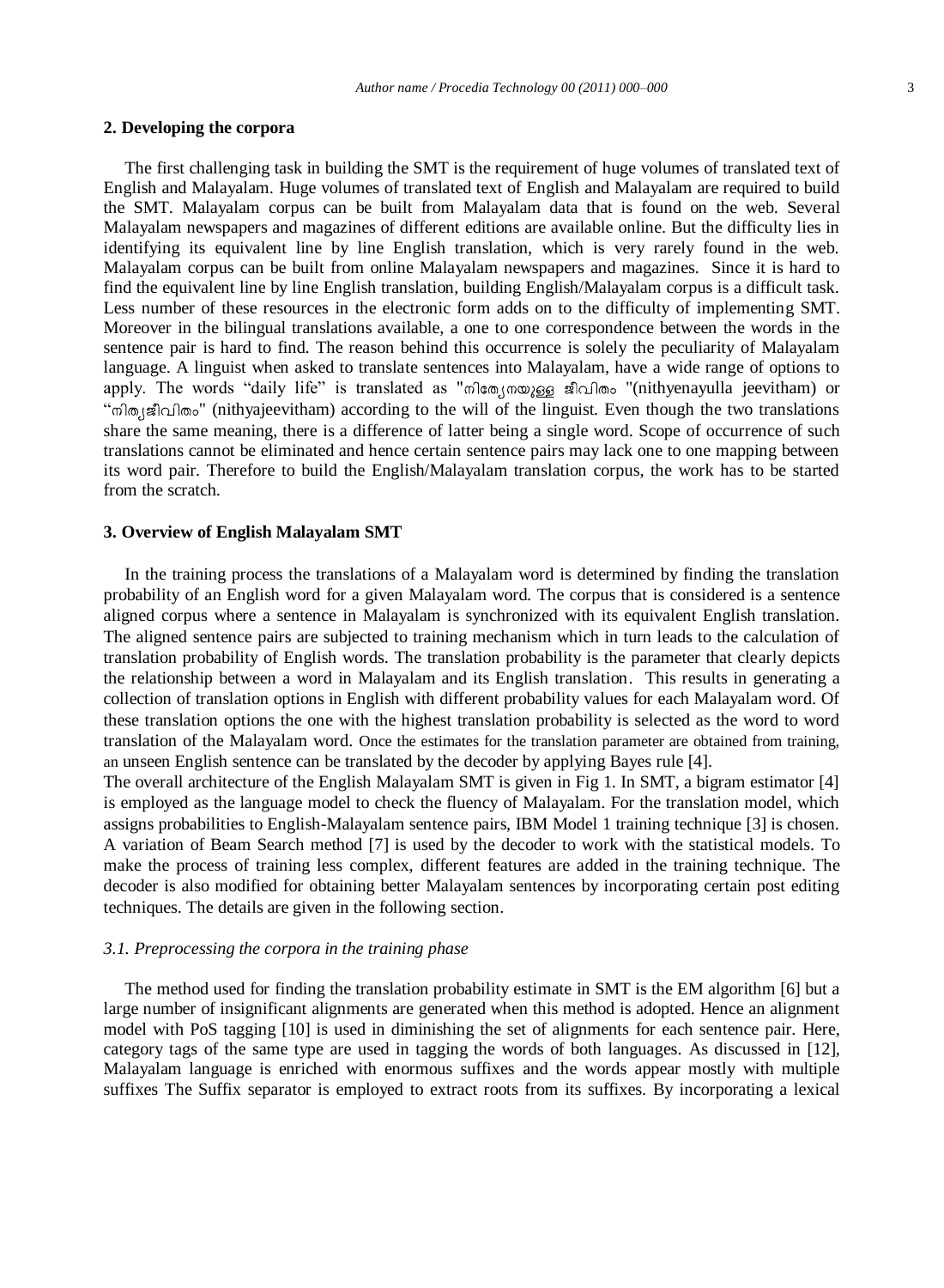## 2. Developing the corpora

The first challenging task in building the SMT is the requirement of huge volumes of translated text of English and Malayalam. Huge volumes of translated text of English and Malayalam are required to build the SMT. Malayalam corpus can be built from Malayalam data that is found on the web. Several Malayalam newspapers and magazines of different editions are available online. But the difficulty lies in identifying its equivalent line by line English translation, which is very rarely found in the web. Malayalam corpus can be built from online Malayalam newspapers and magazines. Since it is hard to find the equivalent line by line English translation, building English/Malayalam corpus is a difficult task. Less number of these resources in the electronic form adds on to the difficulty of implementing SMT. Moreover in the bilingual translations available, a one to one correspondence between the words in the sentence pair is hard to find. The reason behind this occurrence is solely the peculiarity of Malayalam language. A linguist when asked to translate sentences into Malayalam, have a wide range of options to apply. The words "daily life" is translated as "നിത്യേനയുള്ള ജീവിതം "(nithyenayulla jeevitham) or "നിത്യജീവിതം" (nithyajeevitham) according to the will of the linguist. Even though the two translations share the same meaning, there is a difference of latter being a single word. Scope of occurrence of such translations cannot be eliminated and hence certain sentence pairs may lack one to one mapping between its word pair. Therefore to build the English/Malayalam translation corpus, the work has to be started from the scratch.

## 3. Overview of English Malayalam SMT

In the training process the translations of a Malayalam word is determined by finding the translation probability of an English word for a given Malayalam word. The corpus that is considered is a sentence aligned corpus where a sentence in Malayalam is synchronized with its equivalent English translation. The aligned sentence pairs are subjected to training mechanism which in turn leads to the calculation of translation probability of English words. The translation probability is the parameter that clearly depicts the relationship between a word in Malayalam and its English translation. This results in generating a collection of translation options in English with different probability values for each Malayalam word. Of these translation options the one with the highest translation probability is selected as the word to word translation of the Malayalam word. Once the estimates for the translation parameter are obtained from training, an unseen English sentence can be translated by the decoder by applying Bayes rule [4].

The overall architecture of the English Malayalam SMT is given in Fig 1. In SMT, a bigram estimator [4] is employed as the language model to check the fluency of Malayalam. For the translation model, which assigns probabilities to English-Malayalam sentence pairs, IBM Model 1 training technique [3] is chosen. A variation of Beam Search method [7] is used by the decoder to work with the statistical models. To make the process of training less complex, different features are added in the training technique. The decoder is also modified for obtaining better Malayalam sentences by incorporating certain post editing techniques. The details are given in the following section.

### *3.1. Preprocessing the corpora in the training phase*

The method used for finding the translation probability estimate in SMT is the EM algorithm [6] but a large number of insignificant alignments are generated when this method is adopted. Hence an alignment model with PoS tagging [10] is used in diminishing the set of alignments for each sentence pair. Here, category tags of the same type are used in tagging the words of both languages. As discussed in [12], Malayalam language is enriched with enormous suffixes and the words appear mostly with multiple suffixes The Suffix separator is employed to extract roots from its suffixes. By incorporating a lexical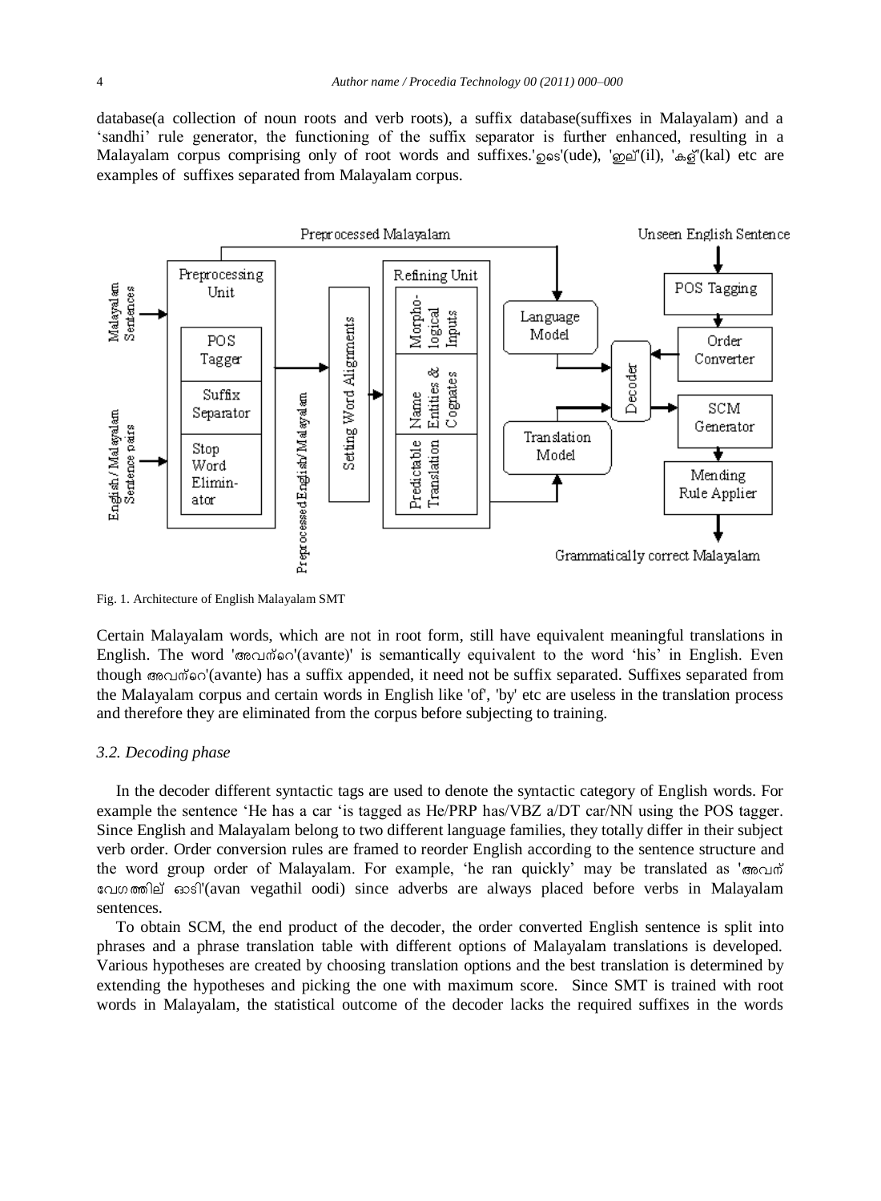database(a collection of noun roots and verb roots), a suffix database(suffixes in Malayalam) and a 'sandhi' rule generator, the functioning of the suffix separator is further enhanced, resulting in a Malayalam corpus comprising only of root words and suffixes.'ഉടെ'(ude), 'ഇല്'(il), 'കള്'(kal) etc are examples of suffixes separated from Malayalam corpus.

Fig. 1. Architecture of English Malayalam SMT

Certain Malayalam words, which are not in root form, still have equivalent meaningful translations in English. The word 'അവന്റെ'(avante)' is semantically equivalent to the word 'his' in English. Even though അവന്റെ'(avante) has a suffix appended, it need not be suffix separated. Suffixes separated from the Malayalam corpus and certain words in English like 'of', 'by' etc are useless in the translation process and therefore they are eliminated from the corpus before subjecting to training.

### *3.2. Decoding phase*

In the decoder different syntactic tags are used to denote the syntactic category of English words. For example the sentence 'He has a car 'is tagged as He/PRP has/VBZ a/DT car/NN using the POS tagger. Since English and Malayalam belong to two different language families, they totally differ in their subject verb order. Order conversion rules are framed to reorder English according to the sentence structure and the word group order of Malayalam. For example, 'he ran quickly' may be translated as 'അവന് വേഗത്തില് ഓടി'(avan vegathil oodi) since adverbs are always placed before verbs in Malayalam sentences.

To obtain SCM, the end product of the decoder, the order converted English sentence is split into phrases and a phrase translation table with different options of Malayalam translations is developed. Various hypotheses are created by choosing translation options and the best translation is determined by extending the hypotheses and picking the one with maximum score. Since SMT is trained with root words in Malayalam, the statistical outcome of the decoder lacks the required suffixes in the words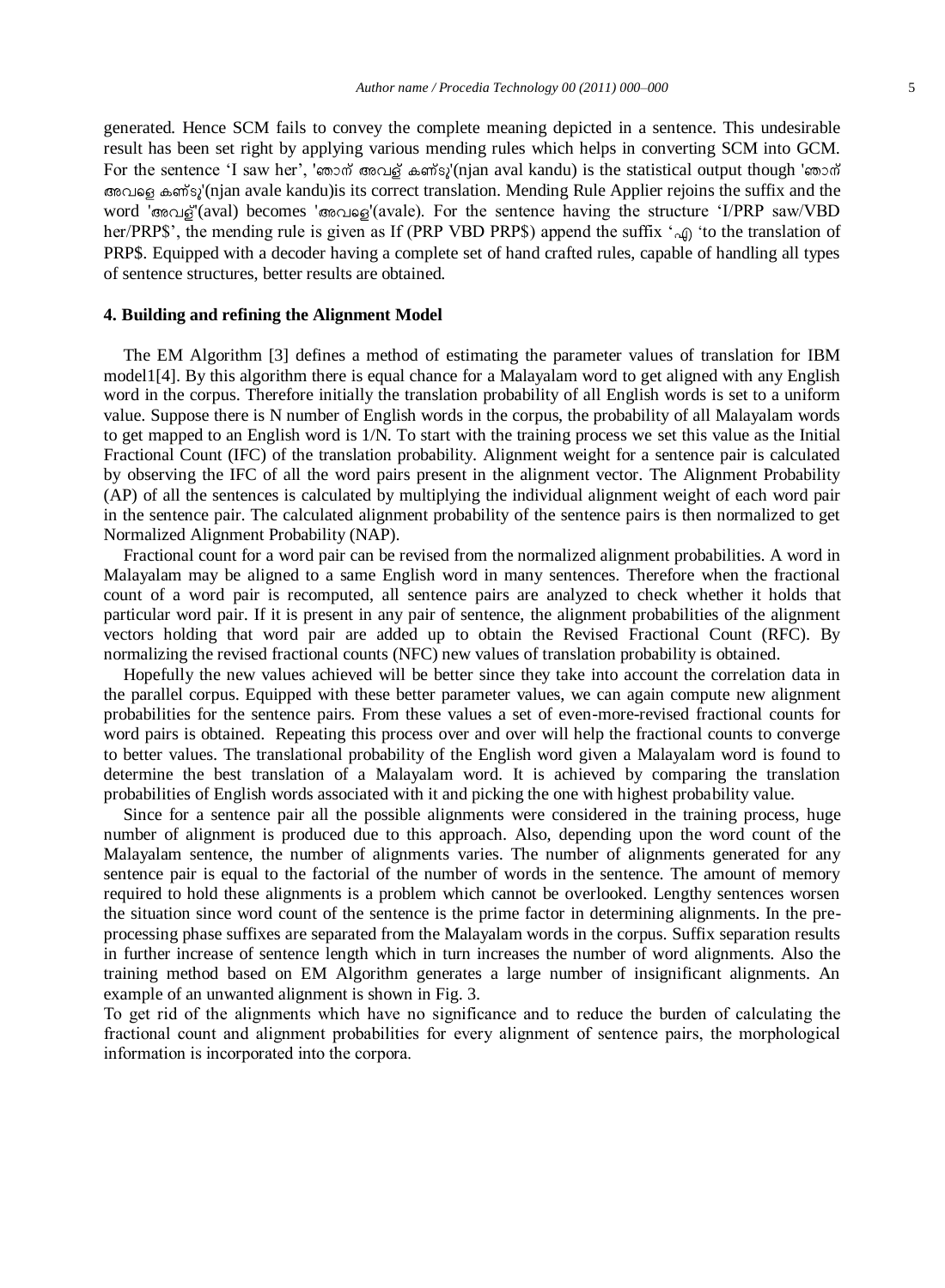generated. Hence SCM fails to convey the complete meaning depicted in a sentence. This undesirable result has been set right by applying various mending rules which helps in converting SCM into GCM. For the sentence 'I saw her', 'ഞാന് അവള് കണ്ടു'(njan aval kandu) is the statistical output though 'ഞാന് അവളെ കണ്ടു'(njan avale kandu)is its correct translation. Mending Rule Applier rejoins the suffix and the word 'അവള്'(aval) becomes 'അവളെ'(avale). For the sentence having the structure 'I/PRP saw/VBD her/PRP$', the mending rule is given as If (PRP VBD PRP$) append the suffix 'എ 'to the translation of PRP$. Equipped with a decoder having a complete set of hand crafted rules, capable of handling all types of sentence structures, better results are obtained.

## 4. Building and refining the Alignment Model

The EM Algorithm [3] defines a method of estimating the parameter values of translation for IBM model1[4]. By this algorithm there is equal chance for a Malayalam word to get aligned with any English word in the corpus. Therefore initially the translation probability of all English words is set to a uniform value. Suppose there is N number of English words in the corpus, the probability of all Malayalam words to get mapped to an English word is 1/N. To start with the training process we set this value as the Initial Fractional Count (IFC) of the translation probability. Alignment weight for a sentence pair is calculated by observing the IFC of all the word pairs present in the alignment vector. The Alignment Probability (AP) of all the sentences is calculated by multiplying the individual alignment weight of each word pair in the sentence pair. The calculated alignment probability of the sentence pairs is then normalized to get Normalized Alignment Probability (NAP).

Fractional count for a word pair can be revised from the normalized alignment probabilities. A word in Malayalam may be aligned to a same English word in many sentences. Therefore when the fractional count of a word pair is recomputed, all sentence pairs are analyzed to check whether it holds that particular word pair. If it is present in any pair of sentence, the alignment probabilities of the alignment vectors holding that word pair are added up to obtain the Revised Fractional Count (RFC). By normalizing the revised fractional counts (NFC) new values of translation probability is obtained.

Hopefully the new values achieved will be better since they take into account the correlation data in the parallel corpus. Equipped with these better parameter values, we can again compute new alignment probabilities for the sentence pairs. From these values a set of even-more-revised fractional counts for word pairs is obtained. Repeating this process over and over will help the fractional counts to converge to better values. The translational probability of the English word given a Malayalam word is found to determine the best translation of a Malayalam word. It is achieved by comparing the translation probabilities of English words associated with it and picking the one with highest probability value.

Since for a sentence pair all the possible alignments were considered in the training process, huge number of alignment is produced due to this approach. Also, depending upon the word count of the Malayalam sentence, the number of alignments varies. The number of alignments generated for any sentence pair is equal to the factorial of the number of words in the sentence. The amount of memory required to hold these alignments is a problem which cannot be overlooked. Lengthy sentences worsen the situation since word count of the sentence is the prime factor in determining alignments. In the pre-processing phase suffixes are separated from the Malayalam words in the corpus. Suffix separation results in further increase of sentence length which in turn increases the number of word alignments. Also the training method based on EM Algorithm generates a large number of insignificant alignments. An example of an unwanted alignment is shown in Fig. 3.

To get rid of the alignments which have no significance and to reduce the burden of calculating the fractional count and alignment probabilities for every alignment of sentence pairs, the morphological information is incorporated into the corpora.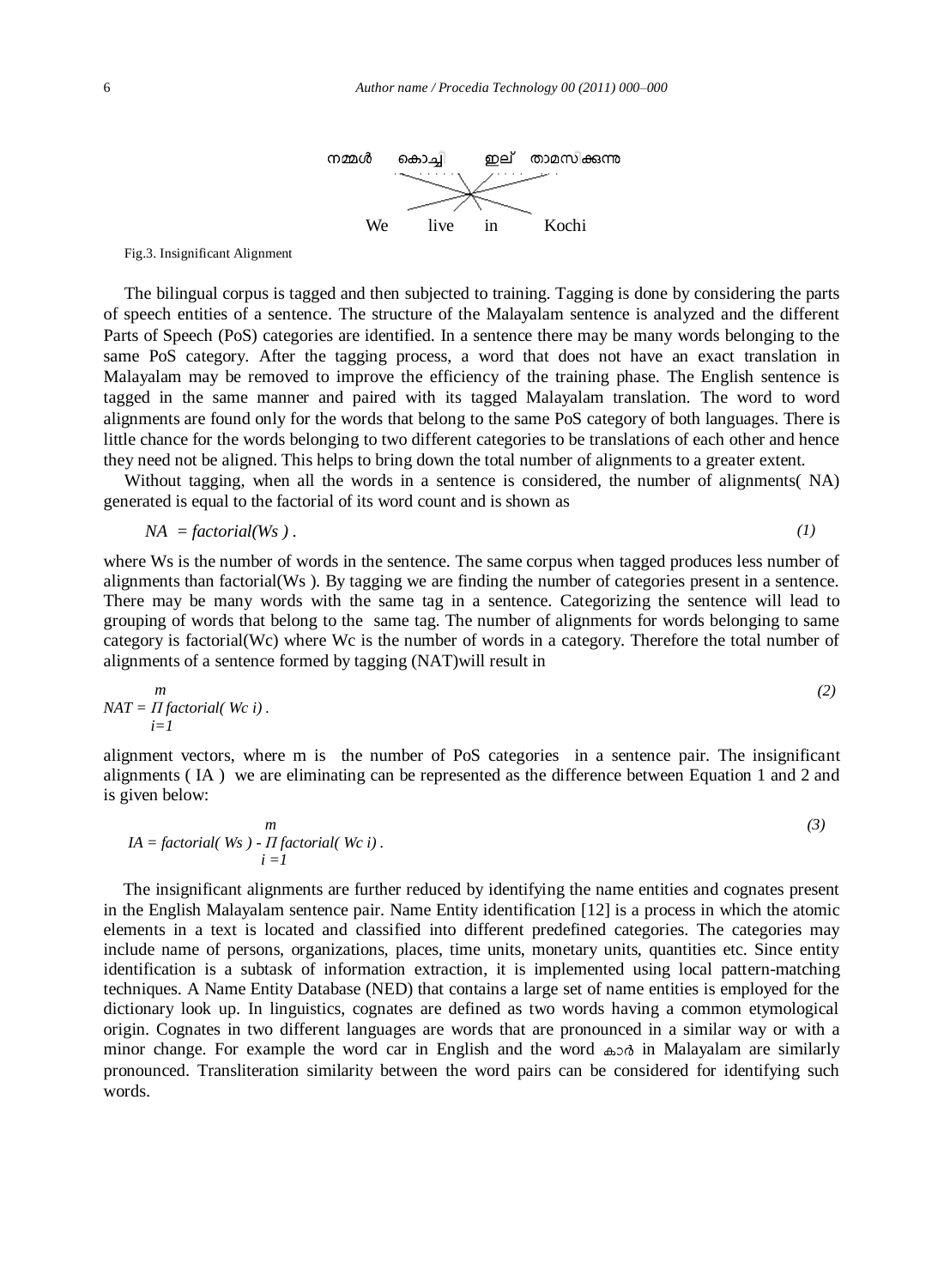നമ്മൾ കൊച്ചി ഇല് താമസിക്കുന്നു

We live in Kochi

Fig.3. Insignificant Alignment

The bilingual corpus is tagged and then subjected to training. Tagging is done by considering the parts of speech entities of a sentence. The structure of the Malayalam sentence is analyzed and the different Parts of Speech (PoS) categories are identified. In a sentence there may be many words belonging to the same PoS category. After the tagging process, a word that does not have an exact translation in Malayalam may be removed to improve the efficiency of the training phase. The English sentence is tagged in the same manner and paired with its tagged Malayalam translation. The word to word alignments are found only for the words that belong to the same PoS category of both languages. There is little chance for the words belonging to two different categories to be translations of each other and hence they need not be aligned. This helps to bring down the total number of alignments to a greater extent.

Without tagging, when all the words in a sentence is considered, the number of alignments( NA) generated is equal to the factorial of its word count and is shown as

$$NA = factorial(Ws)\ . \tag{1}$$

where Ws is the number of words in the sentence. The same corpus when tagged produces less number of alignments than factorial(Ws ). By tagging we are finding the number of categories present in a sentence. There may be many words with the same tag in a sentence. Categorizing the sentence will lead to grouping of words that belong to the same tag. The number of alignments for words belonging to same category is factorial(Wc) where Wc is the number of words in a category. Therefore the total number of alignments of a sentence formed by tagging (NAT)will result in

$$NAT = \prod_{i=1}^{m} factorial(\ Wc\ i)\ . \tag{2}$$

alignment vectors, where m is the number of PoS categories in a sentence pair. The insignificant alignments ( IA ) we are eliminating can be represented as the difference between Equation 1 and 2 and is given below:

$$IA = factorial(\ Ws\ ) - \prod_{i=1}^{m} factorial(\ Wc\ i)\ . \tag{3}$$

The insignificant alignments are further reduced by identifying the name entities and cognates present in the English Malayalam sentence pair. Name Entity identification [12] is a process in which the atomic elements in a text is located and classified into different predefined categories. The categories may include name of persons, organizations, places, time units, monetary units, quantities etc. Since entity identification is a subtask of information extraction, it is implemented using local pattern-matching techniques. A Name Entity Database (NED) that contains a large set of name entities is employed for the dictionary look up. In linguistics, cognates are defined as two words having a common etymological origin. Cognates in two different languages are words that are pronounced in a similar way or with a minor change. For example the word car in English and the word കാർ in Malayalam are similarly pronounced. Transliteration similarity between the word pairs can be considered for identifying such words.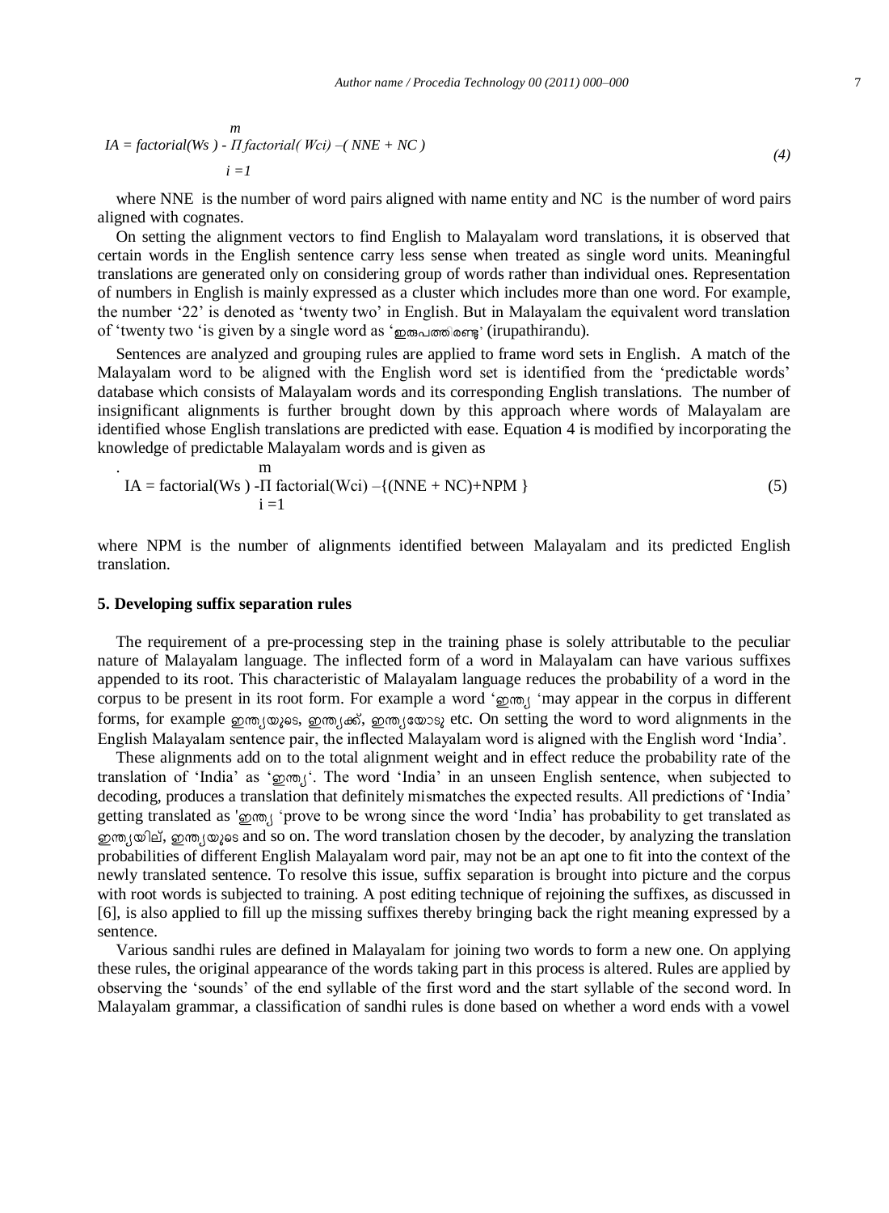$$IA = factorial(W_s) - \prod_{i=1}^{m} factorial(W_{ci}) - (NNE + NC) \tag{4}$$

where NNE is the number of word pairs aligned with name entity and NC is the number of word pairs aligned with cognates.

On setting the alignment vectors to find English to Malayalam word translations, it is observed that certain words in the English sentence carry less sense when treated as single word units. Meaningful translations are generated only on considering group of words rather than individual ones. Representation of numbers in English is mainly expressed as a cluster which includes more than one word. For example, the number '22' is denoted as 'twenty two' in English. But in Malayalam the equivalent word translation of 'twenty two 'is given by a single word as 'ഇരുപത്തിരണ്ട്' (irupathirandu).

Sentences are analyzed and grouping rules are applied to frame word sets in English. A match of the Malayalam word to be aligned with the English word set is identified from the 'predictable words' database which consists of Malayalam words and its corresponding English translations. The number of insignificant alignments is further brought down by this approach where words of Malayalam are identified whose English translations are predicted with ease. Equation 4 is modified by incorporating the knowledge of predictable Malayalam words and is given as

$$IA = factorial(W_s) - \prod_{i=1}^{m} factorial(W_{ci}) - \{(NNE + NC) + NPM\} \tag{5}$$

where NPM is the number of alignments identified between Malayalam and its predicted English translation.

### 5. Developing suffix separation rules

The requirement of a pre-processing step in the training phase is solely attributable to the peculiar nature of Malayalam language. The inflected form of a word in Malayalam can have various suffixes appended to its root. This characteristic of Malayalam language reduces the probability of a word in the corpus to be present in its root form. For example a word 'ഇന്ത്യ 'may appear in the corpus in different forms, for example ഇന്ത്യയുടെ, ഇന്ത്യക്ക്, ഇന്ത്യയോടു etc. On setting the word to word alignments in the English Malayalam sentence pair, the inflected Malayalam word is aligned with the English word 'India'.

These alignments add on to the total alignment weight and in effect reduce the probability rate of the translation of 'India' as 'ഇന്ത്യ'. The word 'India' in an unseen English sentence, when subjected to decoding, produces a translation that definitely mismatches the expected results. All predictions of 'India' getting translated as 'ഇന്ത്യ 'prove to be wrong since the word 'India' has probability to get translated as ഇന്ത്യയില്, ഇന്ത്യയുടെ and so on. The word translation chosen by the decoder, by analyzing the translation probabilities of different English Malayalam word pair, may not be an apt one to fit into the context of the newly translated sentence. To resolve this issue, suffix separation is brought into picture and the corpus with root words is subjected to training. A post editing technique of rejoining the suffixes, as discussed in [6], is also applied to fill up the missing suffixes thereby bringing back the right meaning expressed by a sentence.

Various sandhi rules are defined in Malayalam for joining two words to form a new one. On applying these rules, the original appearance of the words taking part in this process is altered. Rules are applied by observing the 'sounds' of the end syllable of the first word and the start syllable of the second word. In Malayalam grammar, a classification of sandhi rules is done based on whether a word ends with a vowel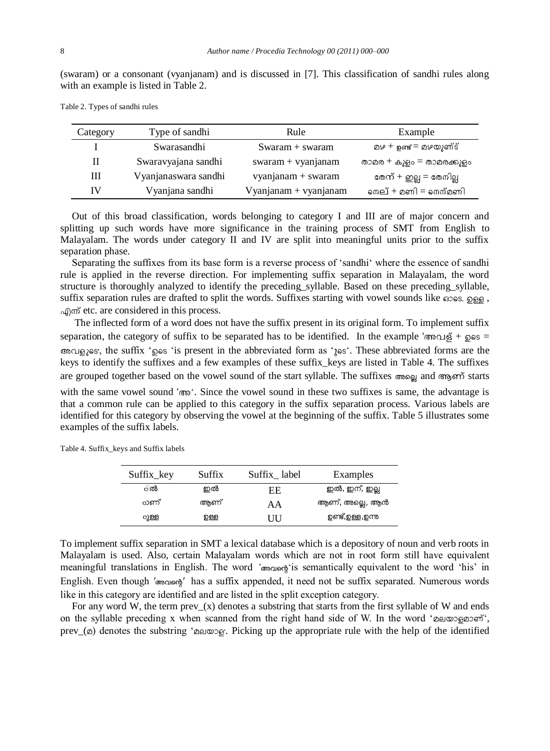(swaram) or a consonant (vyanjanam) and is discussed in [7]. This classification of sandhi rules along with an example is listed in Table 2.

Table 2. Types of sandhi rules

| Category | Type of sandhi | Rule | Example |
|---|---|---|---|
| I | Swarasandhi | Swaram + swaram | മഴ + ഉണ്ട് = മഴയുണ്ട് |
| II | Swaravyajana sandhi | swaram + vyanjanam | താമര + കുളം = താമരക്കുളം |
| III | Vyanjanaswara sandhi | vyanjanam + swaram | തേന് + ഇല്ല = തേനില്ല |
| IV | Vyanjana sandhi | Vyanjanam + vyanjanam | നെല് + മണി = നെന്മണി |

Out of this broad classification, words belonging to category I and III are of major concern and splitting up such words have more significance in the training process of SMT from English to Malayalam. The words under category II and IV are split into meaningful units prior to the suffix separation phase.

Separating the suffixes from its base form is a reverse process of 'sandhi' where the essence of sandhi rule is applied in the reverse direction. For implementing suffix separation in Malayalam, the word structure is thoroughly analyzed to identify the preceding_syllable. Based on these preceding_syllable, suffix separation rules are drafted to split the words. Suffixes starting with vowel sounds like ഓടെ, ഉള്ള , എന്ന് etc. are considered in this process.

The inflected form of a word does not have the suffix present in its original form. To implement suffix separation, the category of suffix to be separated has to be identified. In the example 'അവള് + ഉടെ = അവളുടെ', the suffix 'ഉടെ 'is present in the abbreviated form as 'ുടെ'. These abbreviated forms are the keys to identify the suffixes and a few examples of these suffix_keys are listed in Table 4. The suffixes are grouped together based on the vowel sound of the start syllable. The suffixes അല്ലെ and ആണ് starts with the same vowel sound 'അ'. Since the vowel sound in these two suffixes is same, the advantage is that a common rule can be applied to this category in the suffix separation process. Various labels are identified for this category by observing the vowel at the beginning of the suffix. Table 5 illustrates some examples of the suffix labels.

Table 4. Suffix_keys and Suffix labels

| Suffix_key | Suffix | Suffix_ label | Examples |
|---|---|---|---|
| ില് | ഇല് | EE | ഇല്, ഇന്, ഇല്ല |
| ാണ് | ആണ് | AA | ആണ്, അല്ലെ, ആന് |
| ുള്ള | ഉള്ള | UU | ഉണ്ട്,ഉള്ള,ഉന്നു |

To implement suffix separation in SMT a lexical database which is a depository of noun and verb roots in Malayalam is used. Also, certain Malayalam words which are not in root form still have equivalent meaningful translations in English. The word 'അവന്റെ'is semantically equivalent to the word 'his' in English. Even though 'അവന്റെ' has a suffix appended, it need not be suffix separated. Numerous words like in this category are identified and are listed in the split exception category.

For any word W, the term prev_(x) denotes a substring that starts from the first syllable of W and ends on the syllable preceding x when scanned from the right hand side of W. In the word 'മലയാളമാണ്', prev_(മ) denotes the substring 'മലയാള'. Picking up the appropriate rule with the help of the identified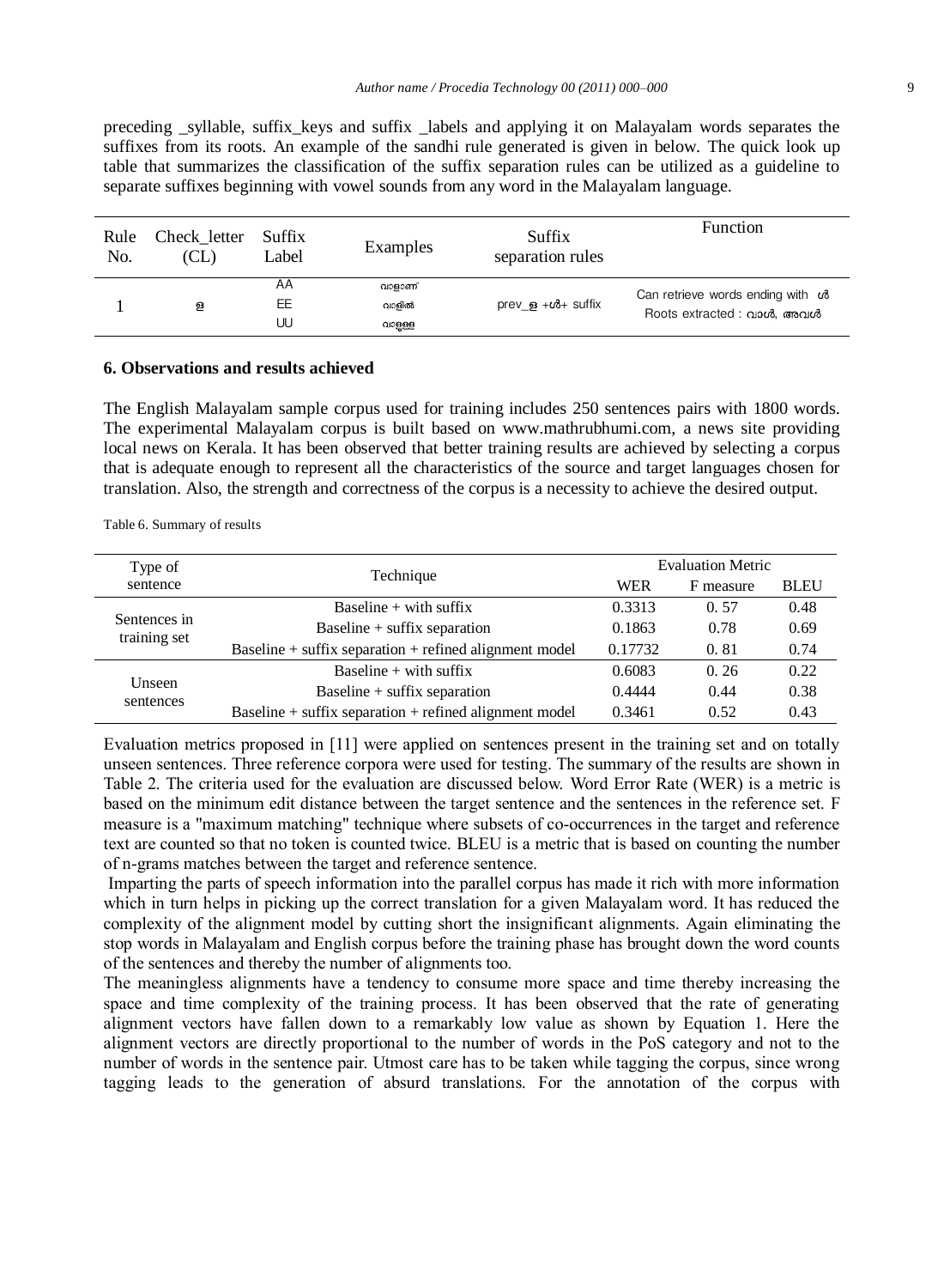preceding _syllable, suffix_keys and suffix _labels and applying it on Malayalam words separates the suffixes from its roots. An example of the sandhi rule generated is given in below. The quick look up table that summarizes the classification of the suffix separation rules can be utilized as a guideline to separate suffixes beginning with vowel sounds from any word in the Malayalam language.

| Rule No. | Check_letter (CL) | Suffix Label | Examples | Suffix separation rules | Function |
|---|---|---|---|---|---|
| 1 | ള | AA<br>EE<br>UU | വാളാണ്<br>വാളിൽ<br>വാളുള്ള | prev_ള +ൾ+ suffix | Can retrieve words ending with ൾ<br>Roots extracted : വാൾ, അവൾ |

### 6. Observations and results achieved

The English Malayalam sample corpus used for training includes 250 sentences pairs with 1800 words. The experimental Malayalam corpus is built based on www.mathrubhumi.com, a news site providing local news on Kerala. It has been observed that better training results are achieved by selecting a corpus that is adequate enough to represent all the characteristics of the source and target languages chosen for translation. Also, the strength and correctness of the corpus is a necessity to achieve the desired output.

Table 6. Summary of results

| Type of sentence | Technique | Evaluation Metric | | |
|---|---|---|---|---|
| | | WER | F measure | BLEU |
| Sentences in training set | Baseline + with suffix | 0.3313 | 0. 57 | 0.48 |
| | Baseline + suffix separation | 0.1863 | 0.78 | 0.69 |
| | Baseline + suffix separation + refined alignment model | 0.17732 | 0. 81 | 0.74 |
| Unseen sentences | Baseline + with suffix | 0.6083 | 0. 26 | 0.22 |
| | Baseline + suffix separation | 0.4444 | 0.44 | 0.38 |
| | Baseline + suffix separation + refined alignment model | 0.3461 | 0.52 | 0.43 |

Evaluation metrics proposed in [11] were applied on sentences present in the training set and on totally unseen sentences. Three reference corpora were used for testing. The summary of the results are shown in Table 2. The criteria used for the evaluation are discussed below. Word Error Rate (WER) is a metric is based on the minimum edit distance between the target sentence and the sentences in the reference set. F measure is a "maximum matching" technique where subsets of co-occurrences in the target and reference text are counted so that no token is counted twice. BLEU is a metric that is based on counting the number of n-grams matches between the target and reference sentence.

Imparting the parts of speech information into the parallel corpus has made it rich with more information which in turn helps in picking up the correct translation for a given Malayalam word. It has reduced the complexity of the alignment model by cutting short the insignificant alignments. Again eliminating the stop words in Malayalam and English corpus before the training phase has brought down the word counts of the sentences and thereby the number of alignments too.

The meaningless alignments have a tendency to consume more space and time thereby increasing the space and time complexity of the training process. It has been observed that the rate of generating alignment vectors have fallen down to a remarkably low value as shown by Equation 1. Here the alignment vectors are directly proportional to the number of words in the PoS category and not to the number of words in the sentence pair. Utmost care has to be taken while tagging the corpus, since wrong tagging leads to the generation of absurd translations. For the annotation of the corpus with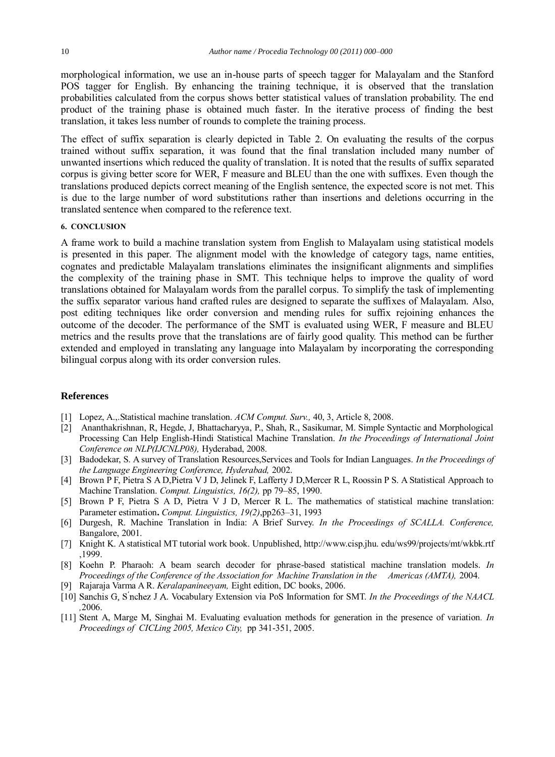morphological information, we use an in-house parts of speech tagger for Malayalam and the Stanford POS tagger for English. By enhancing the training technique, it is observed that the translation probabilities calculated from the corpus shows better statistical values of translation probability. The end product of the training phase is obtained much faster. In the iterative process of finding the best translation, it takes less number of rounds to complete the training process.

The effect of suffix separation is clearly depicted in Table 2. On evaluating the results of the corpus trained without suffix separation, it was found that the final translation included many number of unwanted insertions which reduced the quality of translation. It is noted that the results of suffix separated corpus is giving better score for WER, F measure and BLEU than the one with suffixes. Even though the translations produced depicts correct meaning of the English sentence, the expected score is not met. This is due to the large number of word substitutions rather than insertions and deletions occurring in the translated sentence when compared to the reference text.

#### 6. CONCLUSION

A frame work to build a machine translation system from English to Malayalam using statistical models is presented in this paper. The alignment model with the knowledge of category tags, name entities, cognates and predictable Malayalam translations eliminates the insignificant alignments and simplifies the complexity of the training phase in SMT. This technique helps to improve the quality of word translations obtained for Malayalam words from the parallel corpus. To simplify the task of implementing the suffix separator various hand crafted rules are designed to separate the suffixes of Malayalam. Also, post editing techniques like order conversion and mending rules for suffix rejoining enhances the outcome of the decoder. The performance of the SMT is evaluated using WER, F measure and BLEU metrics and the results prove that the translations are of fairly good quality. This method can be further extended and employed in translating any language into Malayalam by incorporating the corresponding bilingual corpus along with its order conversion rules.

## References

[1] Lopez, A.,.Statistical machine translation. *ACM Comput. Surv.,* 40, 3, Article 8, 2008.

[2] Ananthakrishnan, R, Hegde, J, Bhattacharyya, P., Shah, R., Sasikumar, M. Simple Syntactic and Morphological Processing Can Help English-Hindi Statistical Machine Translation. *In the Proceedings of International Joint Conference on NLP(IJCNLP08),* Hyderabad, 2008.

[3] Badodekar, S. A survey of Translation Resources,Services and Tools for Indian Languages. *In the Proceedings of the Language Engineering Conference, Hyderabad,* 2002.

[4] Brown P F, Pietra S A D,Pietra V J D, Jelinek F, Lafferty J D,Mercer R L, Roossin P S. A Statistical Approach to Machine Translation. *Comput. Linguistics, 16(2),* pp 79–85, 1990.

[5] Brown P F, Pietra S A D, Pietra V J D, Mercer R L. The mathematics of statistical machine translation: Parameter estimation**.** *Comput. Linguistics, 19(2)*,pp263–31, 1993

[6] Durgesh, R. Machine Translation in India: A Brief Survey. *In the Proceedings of SCALLA. Conference,* Bangalore, 2001.

[7] Knight K. A statistical MT tutorial work book. Unpublished, http://www.cisp.jhu. edu/ws99/projects/mt/wkbk.rtf ,1999.

[8] Koehn P. Pharaoh: A beam search decoder for phrase-based statistical machine translation models. *In Proceedings of the Conference of the Association for Machine Translation in the Americas (AMTA),* 2004.

[9] Rajaraja Varma A R. *Keralapanineeyam,* Eight edition, DC books, 2006.

[10] Sanchis G, S´nchez J A. Vocabulary Extension via PoS Information for SMT. *In the Proceedings of the NAACL ,*2006.

[11] Stent A, Marge M, Singhai M. Evaluating evaluation methods for generation in the presence of variation. *In Proceedings of CICLing 2005, Mexico City,* pp 341-351, 2005.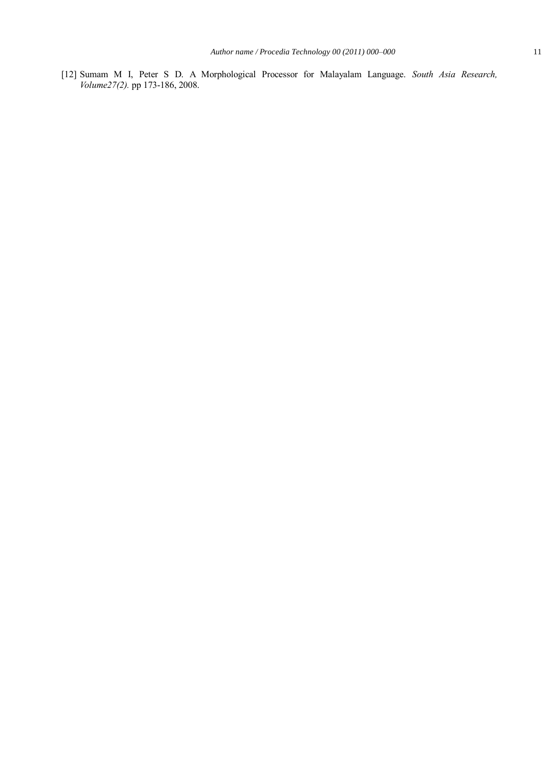[12] Sumam M I, Peter S D. A Morphological Processor for Malayalam Language. *South Asia Research, Volume27(2).* pp 173-186, 2008.